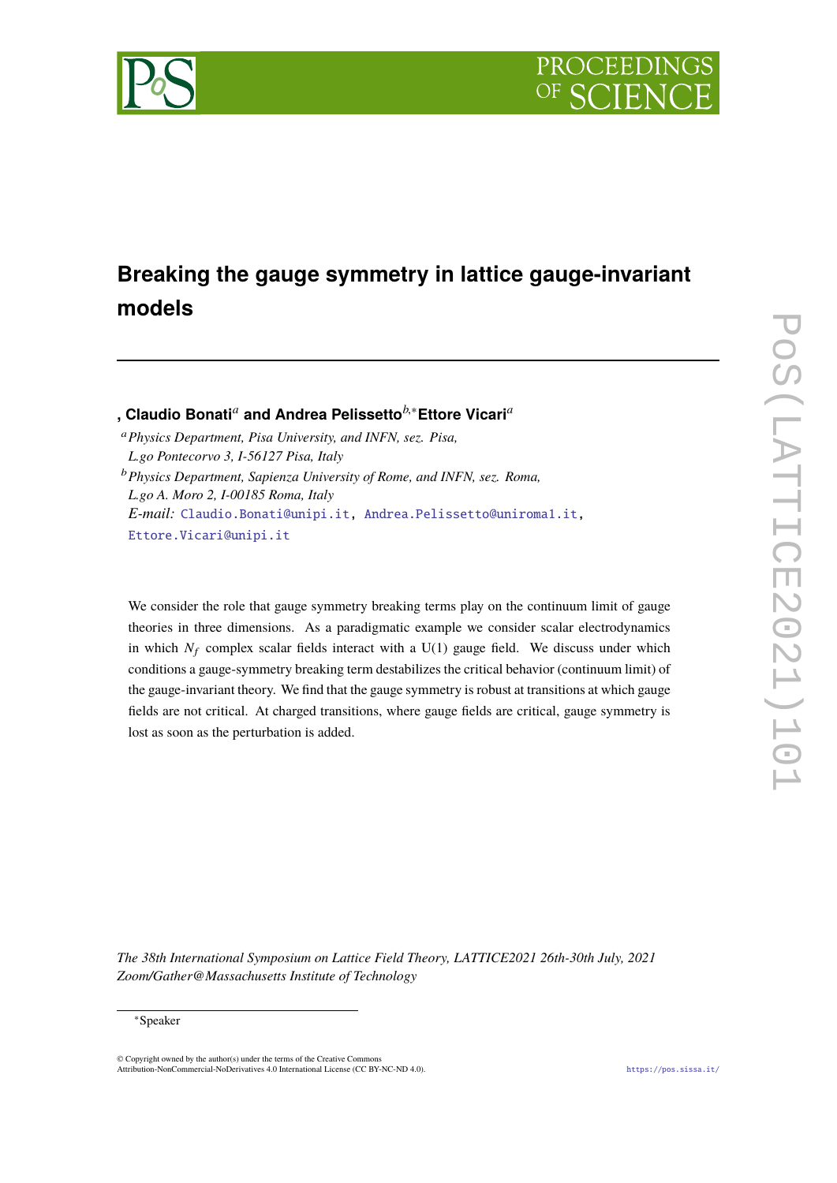# Breaking the gauge symmetry in lattice gauge-invariant models

, **Claudio Bonati**[a] **and Andrea Pelissetto**[b,*] **Ettore Vicari**[a]

[a] *Physics Department, Pisa University, and INFN, sez. Pisa, L.go Pontecorvo 3, I-56127 Pisa, Italy*

[b] *Physics Department, Sapienza University of Rome, and INFN, sez. Roma, L.go A. Moro 2, I-00185 Roma, Italy*

*E-mail:* Claudio.Bonati@unipi.it, Andrea.Pelissetto@uniroma1.it, Ettore.Vicari@unipi.it

We consider the role that gauge symmetry breaking terms play on the continuum limit of gauge theories in three dimensions. As a paradigmatic example we consider scalar electrodynamics in which $N_f$ complex scalar fields interact with a U(1) gauge field. We discuss under which conditions a gauge-symmetry breaking term destabilizes the critical behavior (continuum limit) of the gauge-invariant theory. We find that the gauge symmetry is robust at transitions at which gauge fields are not critical. At charged transitions, where gauge fields are critical, gauge symmetry is lost as soon as the perturbation is added.

*The 38th International Symposium on Lattice Field Theory, LATTICE2021 26th-30th July, 2021 Zoom/Gather@Massachusetts Institute of Technology*

*Speaker

© Copyright owned by the author(s) under the terms of the Creative Commons Attribution-NonCommercial-NoDerivatives 4.0 International License (CC BY-NC-ND 4.0).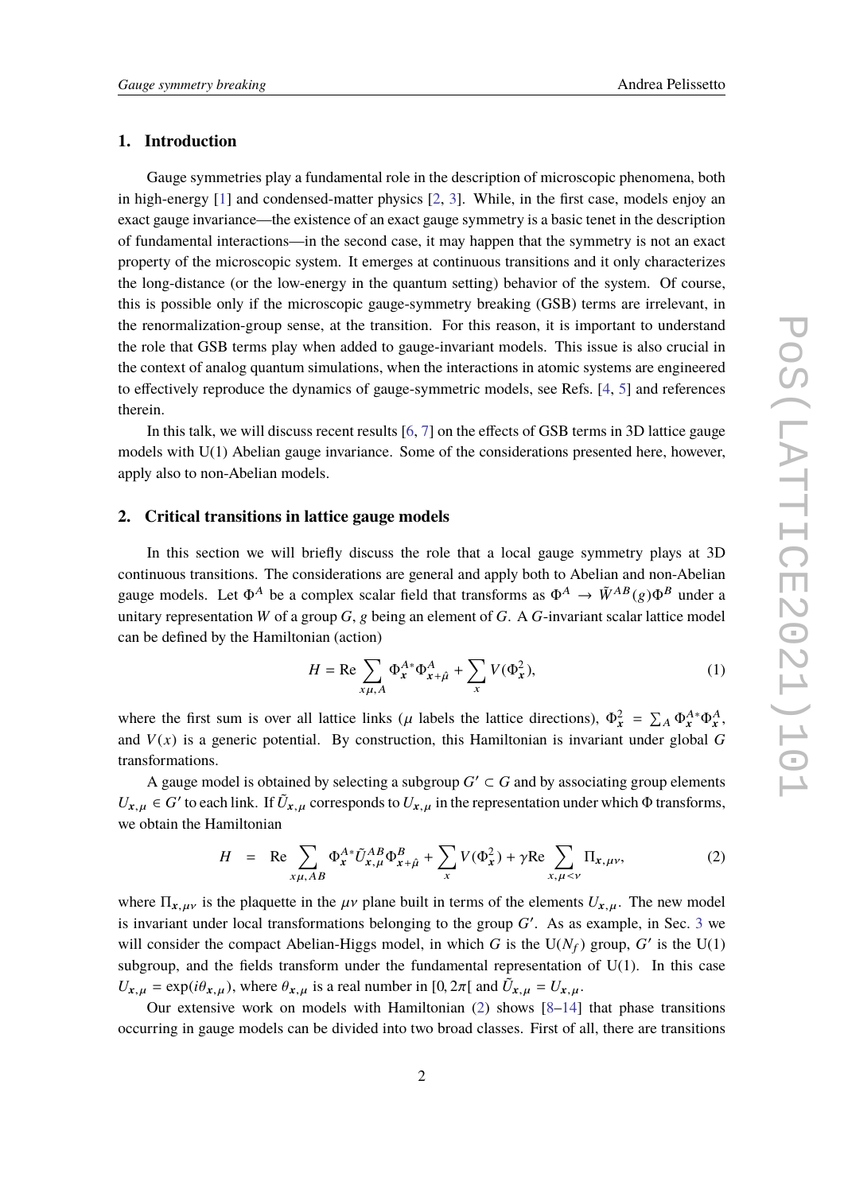## 1. Introduction

Gauge symmetries play a fundamental role in the description of microscopic phenomena, both in high-energy [1] and condensed-matter physics [2, 3]. While, in the first case, models enjoy an exact gauge invariance—the existence of an exact gauge symmetry is a basic tenet in the description of fundamental interactions—in the second case, it may happen that the symmetry is not an exact property of the microscopic system. It emerges at continuous transitions and it only characterizes the long-distance (or the low-energy in the quantum setting) behavior of the system. Of course, this is possible only if the microscopic gauge-symmetry breaking (GSB) terms are irrelevant, in the renormalization-group sense, at the transition. For this reason, it is important to understand the role that GSB terms play when added to gauge-invariant models. This issue is also crucial in the context of analog quantum simulations, when the interactions in atomic systems are engineered to effectively reproduce the dynamics of gauge-symmetric models, see Refs. [4, 5] and references therein.

In this talk, we will discuss recent results [6, 7] on the effects of GSB terms in 3D lattice gauge models with U(1) Abelian gauge invariance. Some of the considerations presented here, however, apply also to non-Abelian models.

## 2. Critical transitions in lattice gauge models

In this section we will briefly discuss the role that a local gauge symmetry plays at 3D continuous transitions. The considerations are general and apply both to Abelian and non-Abelian gauge models. Let $\Phi^A$ be a complex scalar field that transforms as $\Phi^A \to \tilde{W}^{AB}(g)\Phi^B$ under a unitary representation $W$ of a group $G$, $g$ being an element of $G$. A $G$-invariant scalar lattice model can be defined by the Hamiltonian (action)

$$H = \mathrm{Re} \sum_{x\mu,A} \Phi_{\boldsymbol{x}}^{A*}\Phi_{\boldsymbol{x}+\hat{\mu}}^{A} + \sum_{x} V(\Phi_{\boldsymbol{x}}^2), \tag{1}$$

where the first sum is over all lattice links ($\mu$ labels the lattice directions), $\Phi_{\boldsymbol{x}}^2 = \sum_A \Phi_{\boldsymbol{x}}^{A*}\Phi_{\boldsymbol{x}}^{A}$, and $V(x)$ is a generic potential. By construction, this Hamiltonian is invariant under global $G$ transformations.

A gauge model is obtained by selecting a subgroup $G' \subset G$ and by associating group elements $U_{\boldsymbol{x},\mu} \in G'$ to each link. If $\tilde{U}_{\boldsymbol{x},\mu}$ corresponds to $U_{\boldsymbol{x},\mu}$ in the representation under which $\Phi$ transforms, we obtain the Hamiltonian

$$H \;\; = \;\; \mathrm{Re} \sum_{x\mu,AB} \Phi_{\boldsymbol{x}}^{A*}\tilde{U}_{\boldsymbol{x},\mu}^{AB}\Phi_{\boldsymbol{x}+\hat{\mu}}^{B} + \sum_{x} V(\Phi_{\boldsymbol{x}}^2) + \gamma \mathrm{Re} \sum_{x,\mu<\nu} \Pi_{\boldsymbol{x},\mu\nu}, \tag{2}$$

where $\Pi_{\boldsymbol{x},\mu\nu}$ is the plaquette in the $\mu\nu$ plane built in terms of the elements $U_{\boldsymbol{x},\mu}$. The new model is invariant under local transformations belonging to the group $G'$. As as example, in Sec. 3 we will consider the compact Abelian-Higgs model, in which $G$ is the $\mathrm{U}(N_f)$ group, $G'$ is the U(1) subgroup, and the fields transform under the fundamental representation of U(1). In this case $U_{\boldsymbol{x},\mu} = \exp(i\theta_{\boldsymbol{x},\mu})$, where $\theta_{\boldsymbol{x},\mu}$ is a real number in $[0, 2\pi[$ and $\tilde{U}_{\boldsymbol{x},\mu} = U_{\boldsymbol{x},\mu}$.

Our extensive work on models with Hamiltonian (2) shows [8–14] that phase transitions occurring in gauge models can be divided into two broad classes. First of all, there are transitions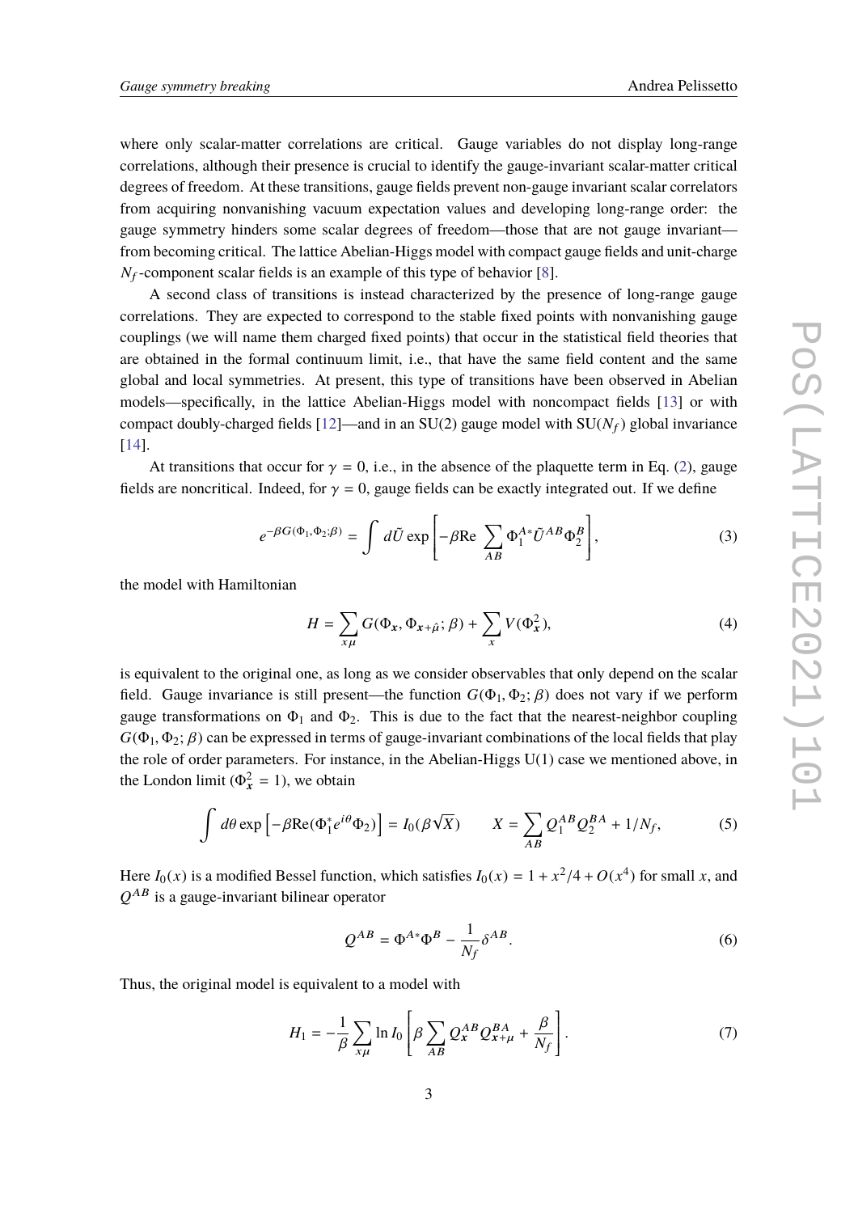where only scalar-matter correlations are critical. Gauge variables do not display long-range correlations, although their presence is crucial to identify the gauge-invariant scalar-matter critical degrees of freedom. At these transitions, gauge fields prevent non-gauge invariant scalar correlators from acquiring nonvanishing vacuum expectation values and developing long-range order: the gauge symmetry hinders some scalar degrees of freedom—those that are not gauge invariant—from becoming critical. The lattice Abelian-Higgs model with compact gauge fields and unit-charge $N_f$-component scalar fields is an example of this type of behavior [8].

A second class of transitions is instead characterized by the presence of long-range gauge correlations. They are expected to correspond to the stable fixed points with nonvanishing gauge couplings (we will name them charged fixed points) that occur in the statistical field theories that are obtained in the formal continuum limit, i.e., that have the same field content and the same global and local symmetries. At present, this type of transitions have been observed in Abelian models—specifically, in the lattice Abelian-Higgs model with noncompact fields [13] or with compact doubly-charged fields [12]—and in an SU(2) gauge model with SU($N_f$) global invariance [14].

At transitions that occur for $\gamma = 0$, i.e., in the absence of the plaquette term in Eq. (2), gauge fields are noncritical. Indeed, for $\gamma = 0$, gauge fields can be exactly integrated out. If we define

$$e^{-\beta G(\Phi_1,\Phi_2;\beta)} = \int d\tilde{U} \exp\left[-\beta \mathrm{Re} \sum_{AB} \Phi_1^{A*} \tilde{U}^{AB} \Phi_2^B\right], \tag{3}$$

the model with Hamiltonian

$$H = \sum_{x\mu} G(\Phi_{\boldsymbol{x}}, \Phi_{\boldsymbol{x}+\hat{\mu}}; \beta) + \sum_{x} V(\Phi_{\boldsymbol{x}}^2), \tag{4}$$

is equivalent to the original one, as long as we consider observables that only depend on the scalar field. Gauge invariance is still present—the function $G(\Phi_1, \Phi_2; \beta)$ does not vary if we perform gauge transformations on $\Phi_1$ and $\Phi_2$. This is due to the fact that the nearest-neighbor coupling $G(\Phi_1, \Phi_2; \beta)$ can be expressed in terms of gauge-invariant combinations of the local fields that play the role of order parameters. For instance, in the Abelian-Higgs U(1) case we mentioned above, in the London limit ($\Phi_{\boldsymbol{x}}^2 = 1$), we obtain

$$\int d\theta \exp\left[-\beta \mathrm{Re}(\Phi_1^* e^{i\theta} \Phi_2)\right] = I_0(\beta\sqrt{X}) \qquad X = \sum_{AB} Q_1^{AB} Q_2^{BA} + 1/N_f, \tag{5}$$

Here $I_0(x)$ is a modified Bessel function, which satisfies $I_0(x) = 1 + x^2/4 + O(x^4)$ for small $x$, and $Q^{AB}$ is a gauge-invariant bilinear operator

$$Q^{AB} = \Phi^{A*}\Phi^B - \frac{1}{N_f}\delta^{AB}. \tag{6}$$

Thus, the original model is equivalent to a model with

$$H_1 = -\frac{1}{\beta} \sum_{x\mu} \ln I_0 \left[\beta \sum_{AB} Q_{\boldsymbol{x}}^{AB} Q_{\boldsymbol{x}+\mu}^{BA} + \frac{\beta}{N_f}\right]. \tag{7}$$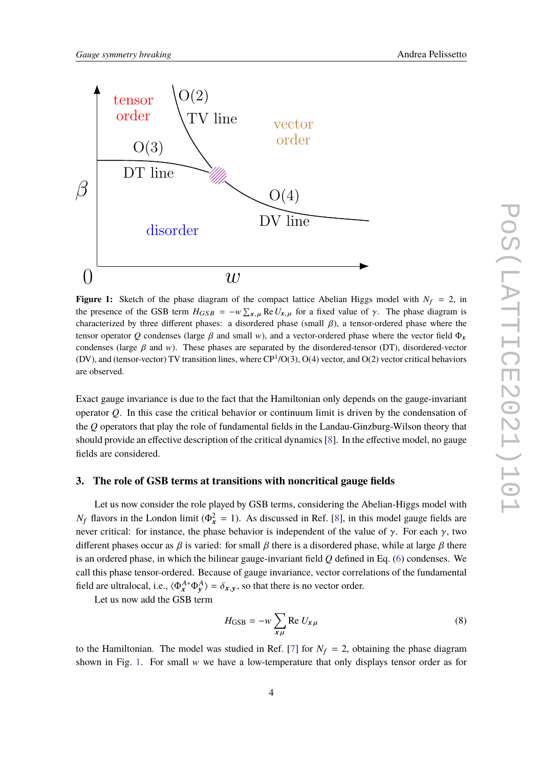**Figure 1:** Sketch of the phase diagram of the compact lattice Abelian Higgs model with $N_f = 2$, in the presence of the GSB term $H_{GSB} = -w \sum_{x,\mu} \text{Re}\, U_{x,\mu}$ for a fixed value of $\gamma$. The phase diagram is characterized by three different phases: a disordered phase (small $\beta$), a tensor-ordered phase where the tensor operator $Q$ condenses (large $\beta$ and small $w$), and a vector-ordered phase where the vector field $\Phi_x$ condenses (large $\beta$ and $w$). These phases are separated by the disordered-tensor (DT), disordered-vector (DV), and (tensor-vector) TV transition lines, where $\text{CP}^1$/O(3), O(4) vector, and O(2) vector critical behaviors are observed.

Exact gauge invariance is due to the fact that the Hamiltonian only depends on the gauge-invariant operator $Q$. In this case the critical behavior or continuum limit is driven by the condensation of the $Q$ operators that play the role of fundamental fields in the Landau-Ginzburg-Wilson theory that should provide an effective description of the critical dynamics [8]. In the effective model, no gauge fields are considered.

## 3. The role of GSB terms at transitions with noncritical gauge fields

Let us now consider the role played by GSB terms, considering the Abelian-Higgs model with $N_f$ flavors in the London limit ($\Phi_x^2 = 1$). As discussed in Ref. [8], in this model gauge fields are never critical: for instance, the phase behavior is independent of the value of $\gamma$. For each $\gamma$, two different phases occur as $\beta$ is varied: for small $\beta$ there is a disordered phase, while at large $\beta$ there is an ordered phase, in which the bilinear gauge-invariant field $Q$ defined in Eq. (6) condenses. We call this phase tensor-ordered. Because of gauge invariance, vector correlations of the fundamental field are ultralocal, i.e., $\langle \Phi_x^{A*} \Phi_y^A \rangle = \delta_{x,y}$, so that there is no vector order.

Let us now add the GSB term

$$H_{\text{GSB}} = -w \sum_{x\mu} \text{Re}\, U_{x\mu} \tag{8}$$

to the Hamiltonian. The model was studied in Ref. [7] for $N_f = 2$, obtaining the phase diagram shown in Fig. 1. For small $w$ we have a low-temperature that only displays tensor order as for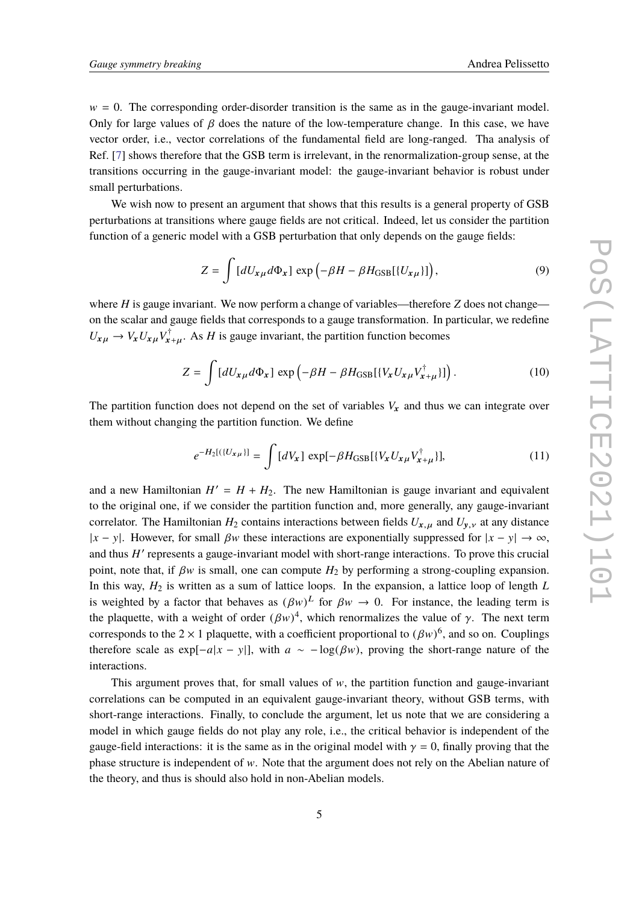$w = 0$. The corresponding order-disorder transition is the same as in the gauge-invariant model. Only for large values of $\beta$ does the nature of the low-temperature change. In this case, we have vector order, i.e., vector correlations of the fundamental field are long-ranged. Tha analysis of Ref. [7] shows therefore that the GSB term is irrelevant, in the renormalization-group sense, at the transitions occurring in the gauge-invariant model: the gauge-invariant behavior is robust under small perturbations.

We wish now to present an argument that shows that this results is a general property of GSB perturbations at transitions where gauge fields are not critical. Indeed, let us consider the partition function of a generic model with a GSB perturbation that only depends on the gauge fields:

$$Z = \int [dU_{\boldsymbol{x}\mu} d\Phi_{\boldsymbol{x}}] \, \exp\left(-\beta H - \beta H_{\rm GSB}[\{U_{\boldsymbol{x}\mu}\}]\right), \tag{9}$$

where $H$ is gauge invariant. We now perform a change of variables—therefore $Z$ does not change—on the scalar and gauge fields that corresponds to a gauge transformation. In particular, we redefine $U_{\boldsymbol{x}\mu} \to V_{\boldsymbol{x}} U_{\boldsymbol{x}\mu} V^\dagger_{\boldsymbol{x}+\mu}$. As $H$ is gauge invariant, the partition function becomes

$$Z = \int [dU_{\boldsymbol{x}\mu} d\Phi_{\boldsymbol{x}}] \, \exp\left(-\beta H - \beta H_{\rm GSB}[\{V_{\boldsymbol{x}} U_{\boldsymbol{x}\mu} V^\dagger_{\boldsymbol{x}+\mu}\}]\right). \tag{10}$$

The partition function does not depend on the set of variables $V_{\boldsymbol{x}}$ and thus we can integrate over them without changing the partition function. We define

$$e^{-H_2[(\{U_{\boldsymbol{x}\mu}\}]} = \int [dV_{\boldsymbol{x}}] \, \exp[-\beta H_{\rm GSB}[\{V_{\boldsymbol{x}} U_{\boldsymbol{x}\mu} V^\dagger_{\boldsymbol{x}+\mu}\}], \tag{11}$$

and a new Hamiltonian $H' = H + H_2$. The new Hamiltonian is gauge invariant and equivalent to the original one, if we consider the partition function and, more generally, any gauge-invariant correlator. The Hamiltonian $H_2$ contains interactions between fields $U_{\boldsymbol{x},\mu}$ and $U_{\boldsymbol{y},\nu}$ at any distance $|x-y|$. However, for small $\beta w$ these interactions are exponentially suppressed for $|x-y| \to \infty$, and thus $H'$ represents a gauge-invariant model with short-range interactions. To prove this crucial point, note that, if $\beta w$ is small, one can compute $H_2$ by performing a strong-coupling expansion. In this way, $H_2$ is written as a sum of lattice loops. In the expansion, a lattice loop of length $L$ is weighted by a factor that behaves as $(\beta w)^L$ for $\beta w \to 0$. For instance, the leading term is the plaquette, with a weight of order $(\beta w)^4$, which renormalizes the value of $\gamma$. The next term corresponds to the $2\times 1$ plaquette, with a coefficient proportional to $(\beta w)^6$, and so on. Couplings therefore scale as $\exp[-a|x-y|]$, with $a \sim -\log(\beta w)$, proving the short-range nature of the interactions.

This argument proves that, for small values of $w$, the partition function and gauge-invariant correlations can be computed in an equivalent gauge-invariant theory, without GSB terms, with short-range interactions. Finally, to conclude the argument, let us note that we are considering a model in which gauge fields do not play any role, i.e., the critical behavior is independent of the gauge-field interactions: it is the same as in the original model with $\gamma = 0$, finally proving that the phase structure is independent of $w$. Note that the argument does not rely on the Abelian nature of the theory, and thus is should also hold in non-Abelian models.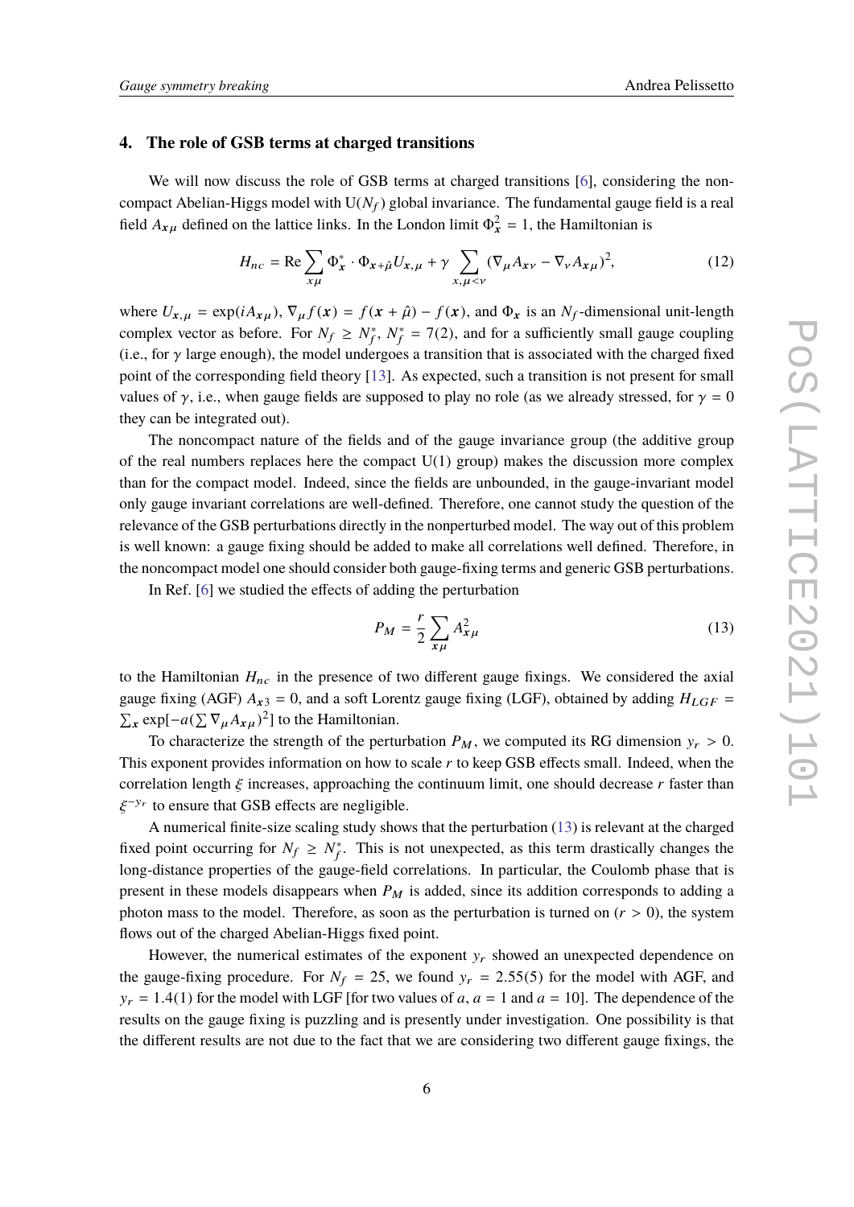## 4. The role of GSB terms at charged transitions

We will now discuss the role of GSB terms at charged transitions [6], considering the noncompact Abelian-Higgs model with $U(N_f)$ global invariance. The fundamental gauge field is a real field $A_{x\mu}$ defined on the lattice links. In the London limit $\Phi_x^2 = 1$, the Hamiltonian is

$$H_{nc} = \mathrm{Re} \sum_{x\mu} \Phi_x^* \cdot \Phi_{x+\hat{\mu}} U_{x,\mu} + \gamma \sum_{x,\mu<\nu} (\nabla_\mu A_{x\nu} - \nabla_\nu A_{x\mu})^2, \tag{12}$$

where $U_{x,\mu} = \exp(iA_{x\mu})$, $\nabla_\mu f(x) = f(x+\hat{\mu}) - f(x)$, and $\Phi_x$ is an $N_f$-dimensional unit-length complex vector as before. For $N_f \geq N_f^*$, $N_f^* = 7(2)$, and for a sufficiently small gauge coupling (i.e., for $\gamma$ large enough), the model undergoes a transition that is associated with the charged fixed point of the corresponding field theory [13]. As expected, such a transition is not present for small values of $\gamma$, i.e., when gauge fields are supposed to play no role (as we already stressed, for $\gamma = 0$ they can be integrated out).

The noncompact nature of the fields and of the gauge invariance group (the additive group of the real numbers replaces here the compact U(1) group) makes the discussion more complex than for the compact model. Indeed, since the fields are unbounded, in the gauge-invariant model only gauge invariant correlations are well-defined. Therefore, one cannot study the question of the relevance of the GSB perturbations directly in the nonperturbed model. The way out of this problem is well known: a gauge fixing should be added to make all correlations well defined. Therefore, in the noncompact model one should consider both gauge-fixing terms and generic GSB perturbations.

In Ref. [6] we studied the effects of adding the perturbation

$$P_M = \frac{r}{2} \sum_{x\mu} A_{x\mu}^2 \tag{13}$$

to the Hamiltonian $H_{nc}$ in the presence of two different gauge fixings. We considered the axial gauge fixing (AGF) $A_{x3} = 0$, and a soft Lorentz gauge fixing (LGF), obtained by adding $H_{LGF} = \sum_x \exp[-a(\sum \nabla_\mu A_{x\mu})^2]$ to the Hamiltonian.

To characterize the strength of the perturbation $P_M$, we computed its RG dimension $y_r > 0$. This exponent provides information on how to scale $r$ to keep GSB effects small. Indeed, when the correlation length $\xi$ increases, approaching the continuum limit, one should decrease $r$ faster than $\xi^{-y_r}$ to ensure that GSB effects are negligible.

A numerical finite-size scaling study shows that the perturbation (13) is relevant at the charged fixed point occurring for $N_f \geq N_f^*$. This is not unexpected, as this term drastically changes the long-distance properties of the gauge-field correlations. In particular, the Coulomb phase that is present in these models disappears when $P_M$ is added, since its addition corresponds to adding a photon mass to the model. Therefore, as soon as the perturbation is turned on ($r > 0$), the system flows out of the charged Abelian-Higgs fixed point.

However, the numerical estimates of the exponent $y_r$ showed an unexpected dependence on the gauge-fixing procedure. For $N_f = 25$, we found $y_r = 2.55(5)$ for the model with AGF, and $y_r = 1.4(1)$ for the model with LGF [for two values of $a$, $a = 1$ and $a = 10$]. The dependence of the results on the gauge fixing is puzzling and is presently under investigation. One possibility is that the different results are not due to the fact that we are considering two different gauge fixings, the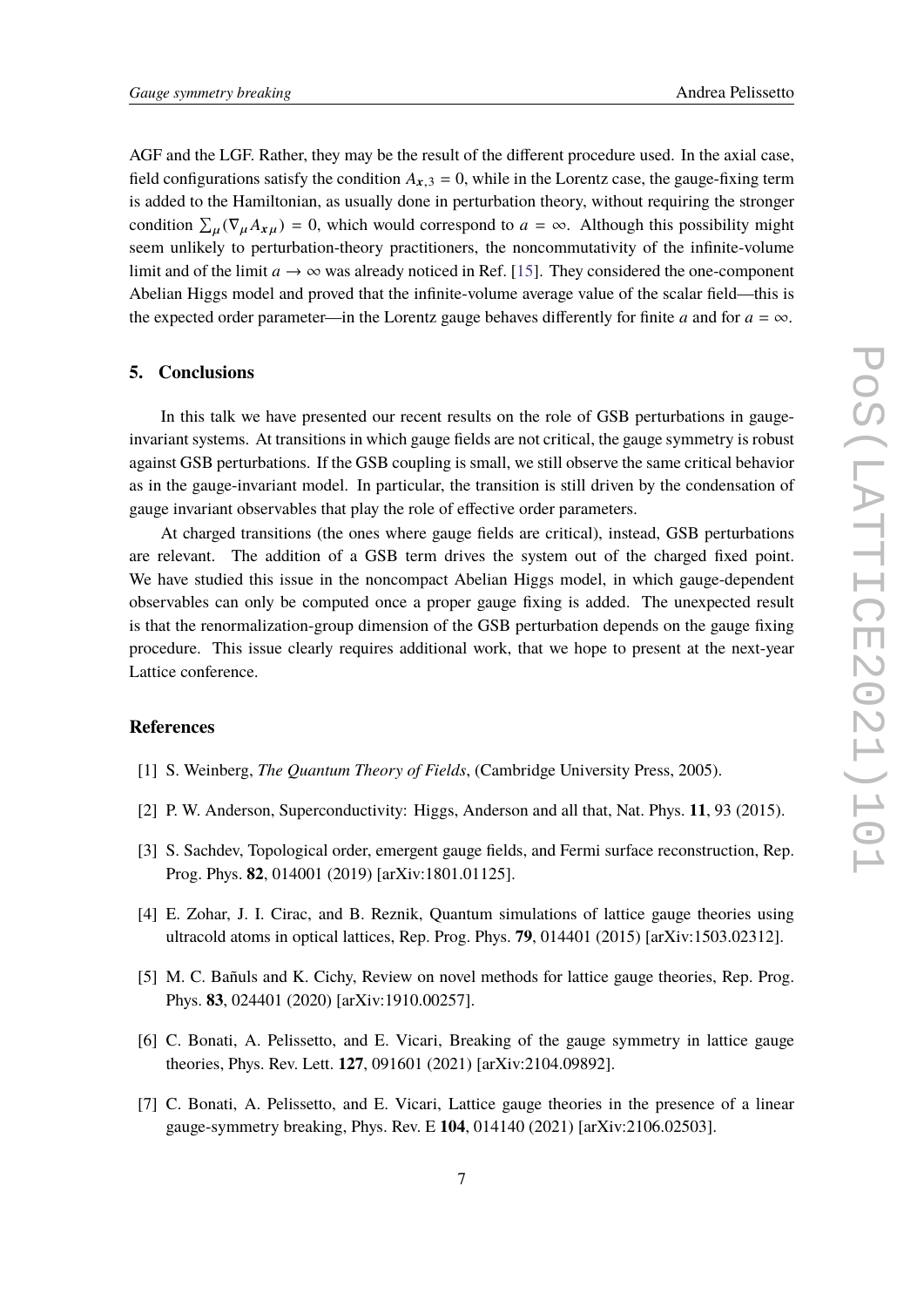AGF and the LGF. Rather, they may be the result of the different procedure used. In the axial case, field configurations satisfy the condition $A_{\boldsymbol{x},3} = 0$, while in the Lorentz case, the gauge-fixing term is added to the Hamiltonian, as usually done in perturbation theory, without requiring the stronger condition $\sum_\mu (\nabla_\mu A_{\boldsymbol{x}\mu}) = 0$, which would correspond to $a = \infty$. Although this possibility might seem unlikely to perturbation-theory practitioners, the noncommutativity of the infinite-volume limit and of the limit $a \to \infty$ was already noticed in Ref. [15]. They considered the one-component Abelian Higgs model and proved that the infinite-volume average value of the scalar field—this is the expected order parameter—in the Lorentz gauge behaves differently for finite $a$ and for $a = \infty$.

## 5. Conclusions

In this talk we have presented our recent results on the role of GSB perturbations in gauge-invariant systems. At transitions in which gauge fields are not critical, the gauge symmetry is robust against GSB perturbations. If the GSB coupling is small, we still observe the same critical behavior as in the gauge-invariant model. In particular, the transition is still driven by the condensation of gauge invariant observables that play the role of effective order parameters.

At charged transitions (the ones where gauge fields are critical), instead, GSB perturbations are relevant. The addition of a GSB term drives the system out of the charged fixed point. We have studied this issue in the noncompact Abelian Higgs model, in which gauge-dependent observables can only be computed once a proper gauge fixing is added. The unexpected result is that the renormalization-group dimension of the GSB perturbation depends on the gauge fixing procedure. This issue clearly requires additional work, that we hope to present at the next-year Lattice conference.

## References

[1] S. Weinberg, *The Quantum Theory of Fields*, (Cambridge University Press, 2005).

[2] P. W. Anderson, Superconductivity: Higgs, Anderson and all that, Nat. Phys. **11**, 93 (2015).

[3] S. Sachdev, Topological order, emergent gauge fields, and Fermi surface reconstruction, Rep. Prog. Phys. **82**, 014001 (2019) [arXiv:1801.01125].

[4] E. Zohar, J. I. Cirac, and B. Reznik, Quantum simulations of lattice gauge theories using ultracold atoms in optical lattices, Rep. Prog. Phys. **79**, 014401 (2015) [arXiv:1503.02312].

[5] M. C. Bañuls and K. Cichy, Review on novel methods for lattice gauge theories, Rep. Prog. Phys. **83**, 024401 (2020) [arXiv:1910.00257].

[6] C. Bonati, A. Pelissetto, and E. Vicari, Breaking of the gauge symmetry in lattice gauge theories, Phys. Rev. Lett. **127**, 091601 (2021) [arXiv:2104.09892].

[7] C. Bonati, A. Pelissetto, and E. Vicari, Lattice gauge theories in the presence of a linear gauge-symmetry breaking, Phys. Rev. E **104**, 014140 (2021) [arXiv:2106.02503].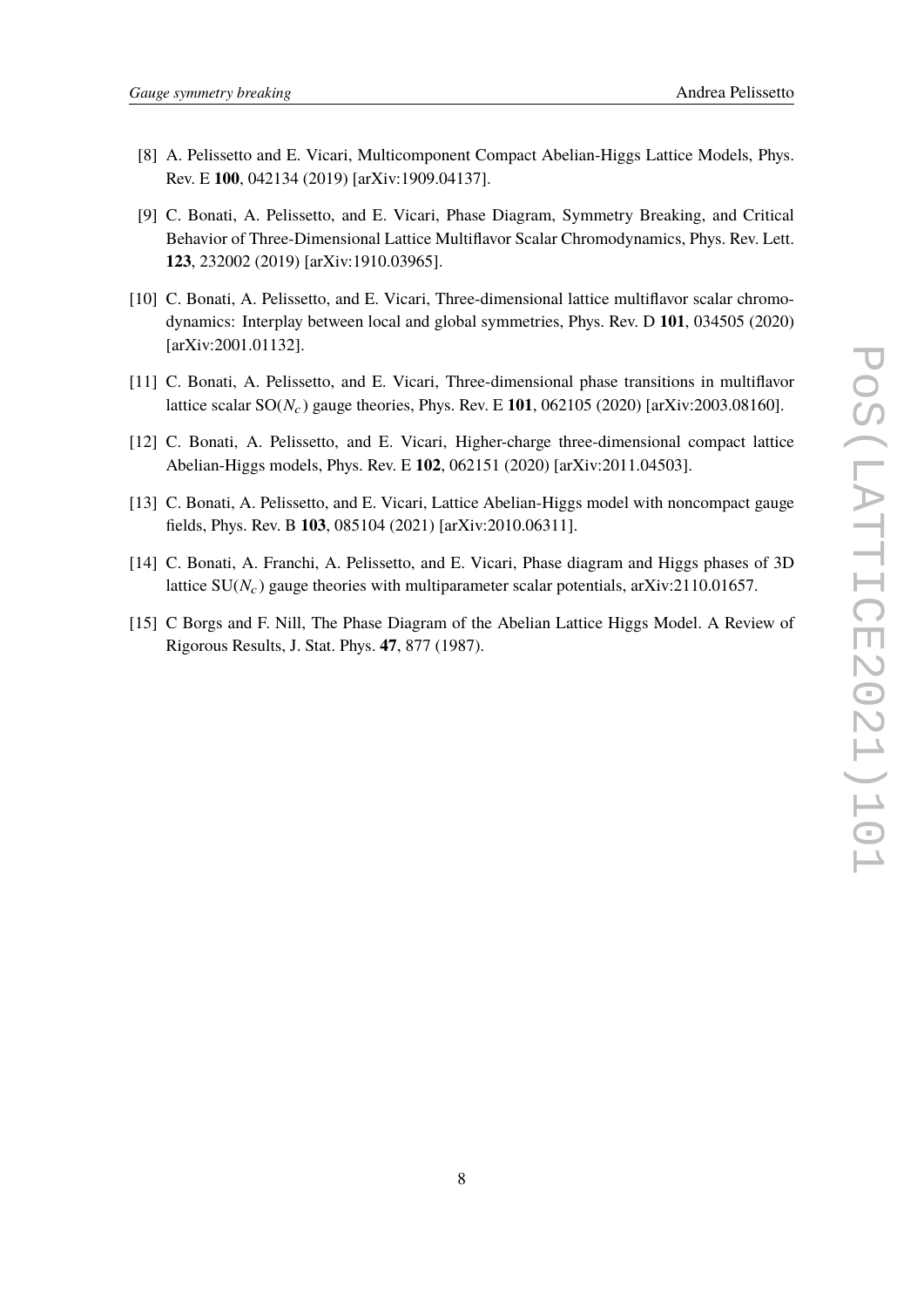[8] A. Pelissetto and E. Vicari, Multicomponent Compact Abelian-Higgs Lattice Models, Phys. Rev. E **100**, 042134 (2019) [arXiv:1909.04137].

[9] C. Bonati, A. Pelissetto, and E. Vicari, Phase Diagram, Symmetry Breaking, and Critical Behavior of Three-Dimensional Lattice Multiflavor Scalar Chromodynamics, Phys. Rev. Lett. **123**, 232002 (2019) [arXiv:1910.03965].

[10] C. Bonati, A. Pelissetto, and E. Vicari, Three-dimensional lattice multiflavor scalar chromodynamics: Interplay between local and global symmetries, Phys. Rev. D **101**, 034505 (2020) [arXiv:2001.01132].

[11] C. Bonati, A. Pelissetto, and E. Vicari, Three-dimensional phase transitions in multiflavor lattice scalar SO($N_c$) gauge theories, Phys. Rev. E **101**, 062105 (2020) [arXiv:2003.08160].

[12] C. Bonati, A. Pelissetto, and E. Vicari, Higher-charge three-dimensional compact lattice Abelian-Higgs models, Phys. Rev. E **102**, 062151 (2020) [arXiv:2011.04503].

[13] C. Bonati, A. Pelissetto, and E. Vicari, Lattice Abelian-Higgs model with noncompact gauge fields, Phys. Rev. B **103**, 085104 (2021) [arXiv:2010.06311].

[14] C. Bonati, A. Franchi, A. Pelissetto, and E. Vicari, Phase diagram and Higgs phases of 3D lattice SU($N_c$) gauge theories with multiparameter scalar potentials, arXiv:2110.01657.

[15] C Borgs and F. Nill, The Phase Diagram of the Abelian Lattice Higgs Model. A Review of Rigorous Results, J. Stat. Phys. **47**, 877 (1987).